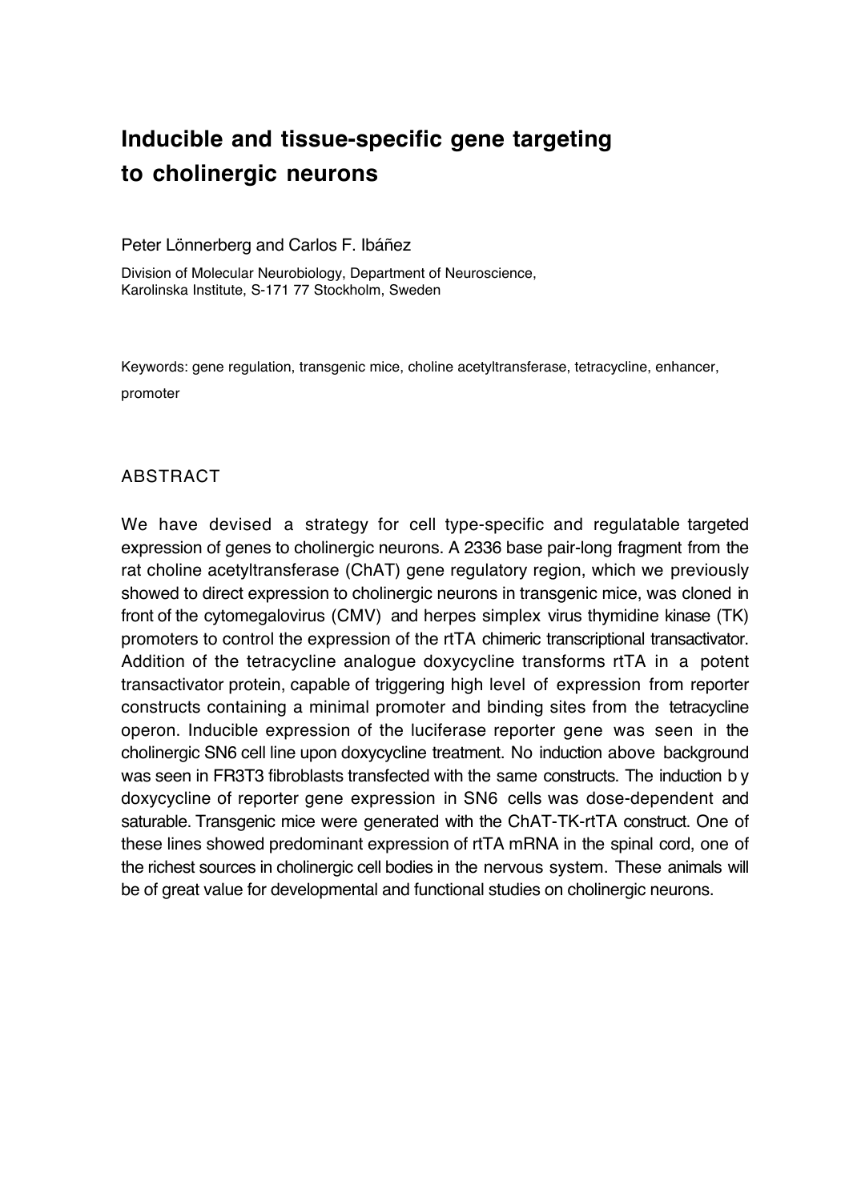# Inducible and tissue-specific gene targeting to cholinergic neurons

Peter Lönnerberg and Carlos F. Ibáñez

Division of Molecular Neurobiology, Department of Neuroscience, Karolinska Institute, S-171 77 Stockholm, Sweden

Keywords: gene regulation, transgenic mice, choline acetyltransferase, tetracycline, enhancer, promoter

## ABSTRACT

We have devised a strategy for cell type-specific and regulatable targeted expression of genes to cholinergic neurons. A 2336 base pair-long fragment from the rat choline acetyltransferase (ChAT) gene regulatory region, which we previously showed to direct expression to cholinergic neurons in transgenic mice, was cloned in front of the cytomegalovirus (CMV) and herpes simplex virus thymidine kinase (TK) promoters to control the expression of the rtTA chimeric transcriptional transactivator. Addition of the tetracycline analogue doxycycline transforms rtTA in a potent transactivator protein, capable of triggering high level of expression from reporter constructs containing a minimal promoter and binding sites from the tetracycline operon. Inducible expression of the luciferase reporter gene was seen in the cholinergic SN6 cell line upon doxycycline treatment. No induction above background was seen in FR3T3 fibroblasts transfected with the same constructs. The induction b y doxycycline of reporter gene expression in SN6 cells was dose-dependent and saturable. Transgenic mice were generated with the ChAT-TK-rtTA construct. One of these lines showed predominant expression of rtTA mRNA in the spinal cord, one of the richest sources in cholinergic cell bodies in the nervous system. These animals will be of great value for developmental and functional studies on cholinergic neurons.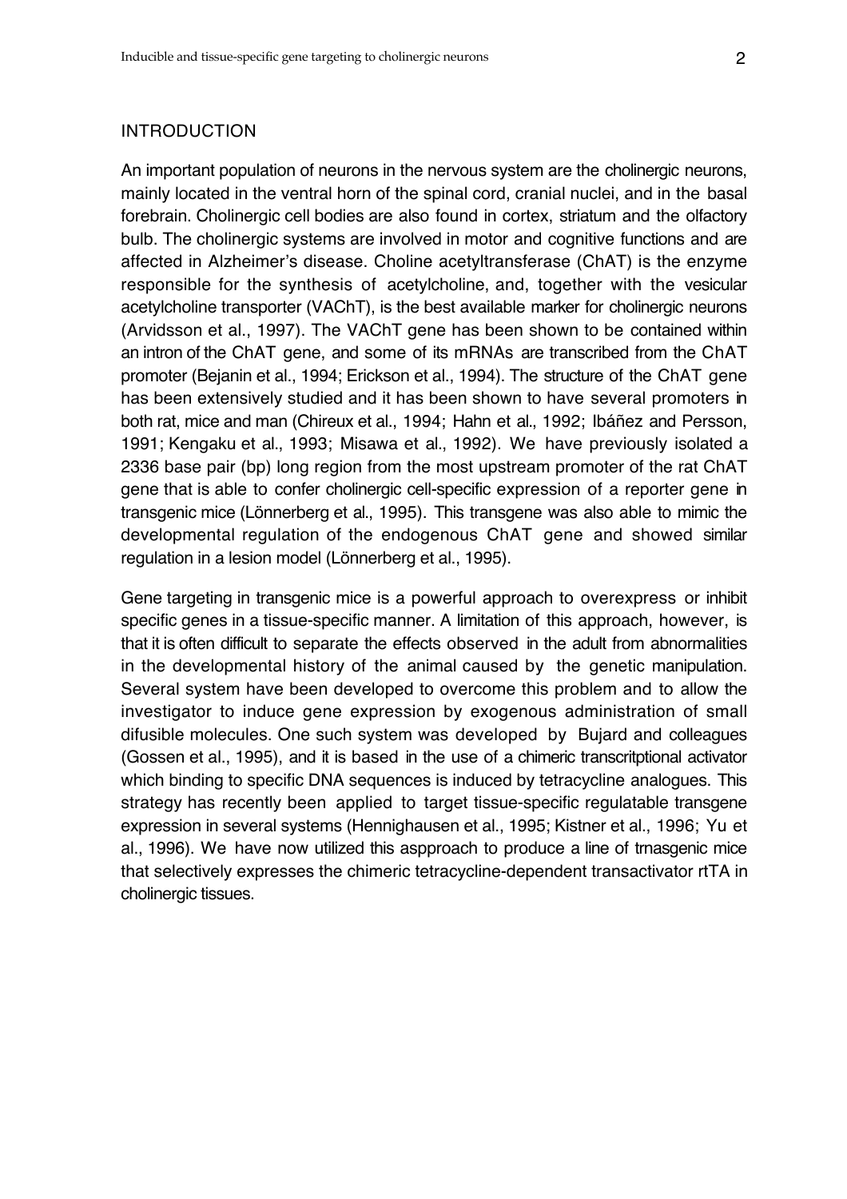## INTRODUCTION

An important population of neurons in the nervous system are the cholinergic neurons, mainly located in the ventral horn of the spinal cord, cranial nuclei, and in the basal forebrain. Cholinergic cell bodies are also found in cortex, striatum and the olfactory bulb. The cholinergic systems are involved in motor and cognitive functions and are affected in Alzheimer's disease. Choline acetyltransferase (ChAT) is the enzyme responsible for the synthesis of acetylcholine, and, together with the vesicular acetylcholine transporter (VAChT), is the best available marker for cholinergic neurons (Arvidsson et al., 1997). The VAChT gene has been shown to be contained within an intron of the ChAT gene, and some of its mRNAs are transcribed from the ChAT promoter (Bejanin et al., 1994; Erickson et al., 1994). The structure of the ChAT gene has been extensively studied and it has been shown to have several promoters in both rat, mice and man (Chireux et al., 1994; Hahn et al., 1992; Ibáñez and Persson, 1991; Kengaku et al., 1993; Misawa et al., 1992). We have previously isolated a 2336 base pair (bp) long region from the most upstream promoter of the rat ChAT gene that is able to confer cholinergic cell-specific expression of a reporter gene in transgenic mice (Lönnerberg et al., 1995). This transgene was also able to mimic the developmental regulation of the endogenous ChAT gene and showed similar regulation in a lesion model (Lönnerberg et al., 1995).

Gene targeting in transgenic mice is a powerful approach to overexpress or inhibit specific genes in a tissue-specific manner. A limitation of this approach, however, is that it is often difficult to separate the effects observed in the adult from abnormalities in the developmental history of the animal caused by the genetic manipulation. Several system have been developed to overcome this problem and to allow the investigator to induce gene expression by exogenous administration of small difusible molecules. One such system was developed by Bujard and colleagues (Gossen et al., 1995), and it is based in the use of a chimeric transcritptional activator which binding to specific DNA sequences is induced by tetracycline analogues. This strategy has recently been applied to target tissue-specific regulatable transgene expression in several systems (Hennighausen et al., 1995; Kistner et al., 1996; Yu et al., 1996). We have now utilized this aspproach to produce a line of trnasgenic mice that selectively expresses the chimeric tetracycline-dependent transactivator rtTA in cholinergic tissues.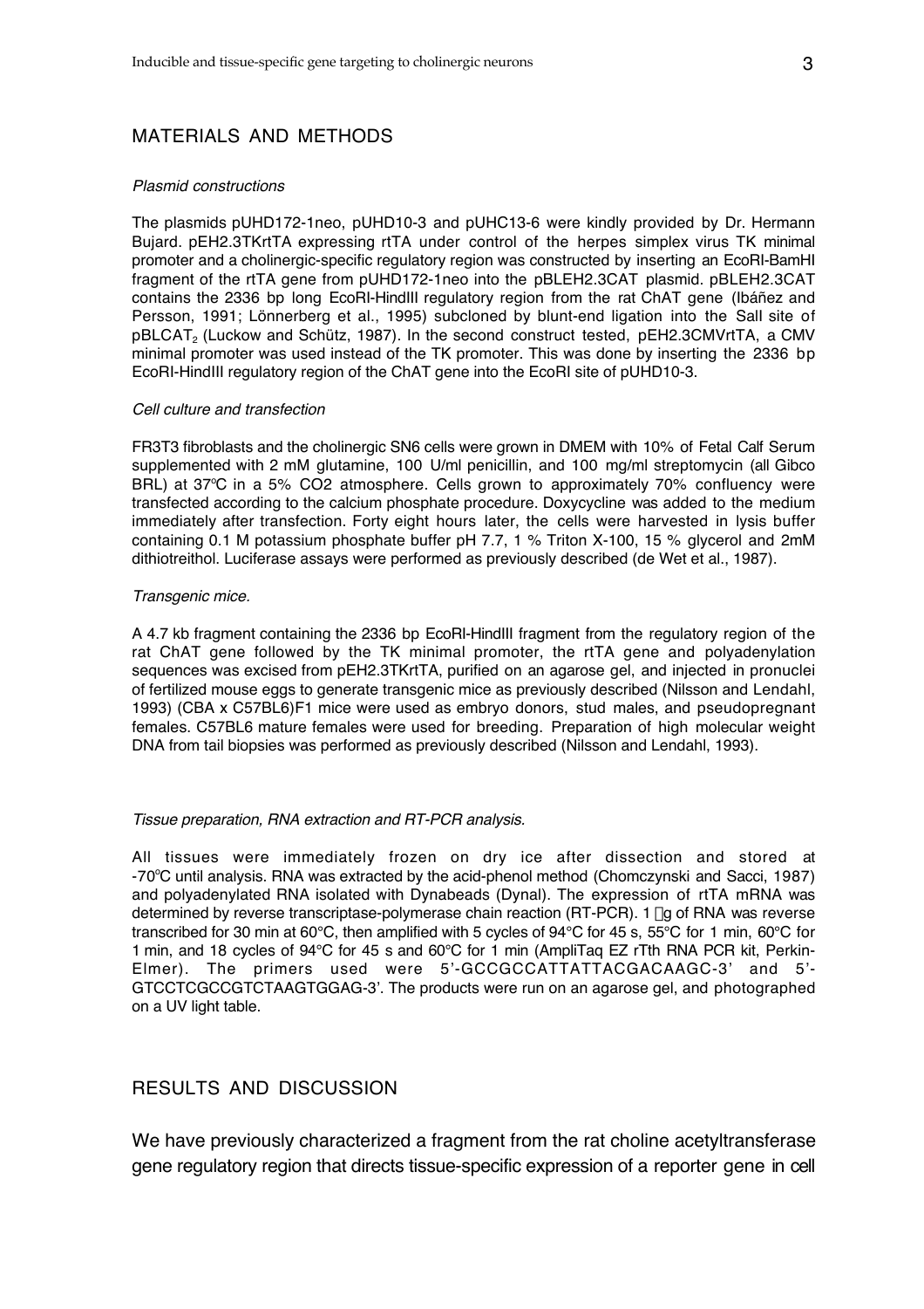## MATERIALS AND METHODS

*Plasmid constructions*

The plasmids pUHD172-1neo, pUHD10-3 and pUHC13-6 were kindly provided by Dr. Hermann Bujard. pEH2.3TKrtTA expressing rtTA under control of the herpes simplex virus TK minimal promoter and a cholinergic-specific regulatory region was constructed by inserting an EcoRI-BamHI fragment of the rtTA gene from pUHD172-1neo into the pBLEH2.3CAT plasmid. pBLEH2.3CAT contains the 2336 bp long EcoRI-HindIII regulatory region from the rat ChAT gene (Ibáñez and Persson, 1991; Lönnerberg et al., 1995) subcloned by blunt-end ligation into the SalI site of $pBLCAT_2$ (Luckow and Schütz, 1987). In the second construct tested, pEH2.3CMVrtTA, a CMV minimal promoter was used instead of the TK promoter. This was done by inserting the 2336 bp EcoRI-HindIII regulatory region of the ChAT gene into the EcoRI site of pUHD10-3.

*Cell culture and transfection*

FR3T3 fibroblasts and the cholinergic SN6 cells were grown in DMEM with 10% of Fetal Calf Serum supplemented with 2 mM glutamine, 100 U/ml penicillin, and 100 mg/ml streptomycin (all Gibco BRL) at 37ºC in a 5% CO2 atmosphere. Cells grown to approximately 70% confluency were transfected according to the calcium phosphate procedure. Doxycycline was added to the medium immediately after transfection. Forty eight hours later, the cells were harvested in lysis buffer containing 0.1 M potassium phosphate buffer pH 7.7, 1 % Triton X-100, 15 % glycerol and 2mM dithiotreithol. Luciferase assays were performed as previously described (de Wet et al., 1987).

*Transgenic mice.*

A 4.7 kb fragment containing the 2336 bp EcoRI-HindIII fragment from the regulatory region of the rat ChAT gene followed by the TK minimal promoter, the rtTA gene and polyadenylation sequences was excised from pEH2.3TKrtTA, purified on an agarose gel, and injected in pronuclei of fertilized mouse eggs to generate transgenic mice as previously described (Nilsson and Lendahl, 1993) (CBA x C57BL6)F1 mice were used as embryo donors, stud males, and pseudopregnant females. C57BL6 mature females were used for breeding. Preparation of high molecular weight DNA from tail biopsies was performed as previously described (Nilsson and Lendahl, 1993).

*Tissue preparation, RNA extraction and RT-PCR analysis.*

All tissues were immediately frozen on dry ice after dissection and stored at -70ºC until analysis. RNA was extracted by the acid-phenol method (Chomczynski and Sacci, 1987) and polyadenylated RNA isolated with Dynabeads (Dynal). The expression of rtTA mRNA was determined by reverse transcriptase-polymerase chain reaction (RT-PCR). 1 µg of RNA was reverse transcribed for 30 min at 60°C, then amplified with 5 cycles of 94°C for 45 s, 55°C for 1 min, 60°C for 1 min, and 18 cycles of 94°C for 45 s and 60°C for 1 min (AmpliTaq EZ rTth RNA PCR kit, Perkin-Elmer). The primers used were 5'-GCCGCCATTATTACGACAAGC-3' and 5'-GTCCTCGCCGTCTAAGTGGAG-3'. The products were run on an agarose gel, and photographed on a UV light table.

## RESULTS AND DISCUSSION

We have previously characterized a fragment from the rat choline acetyltransferase gene regulatory region that directs tissue-specific expression of a reporter gene in cell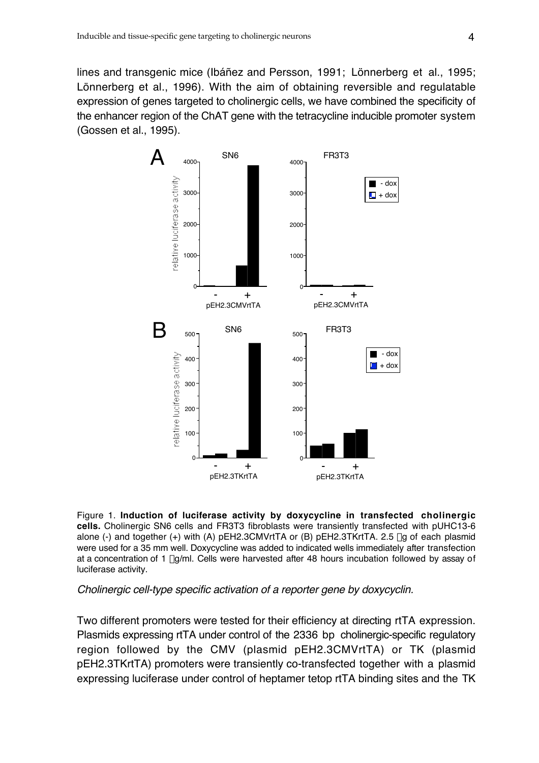lines and transgenic mice (Ibáñez and Persson, 1991; Lönnerberg et al., 1995; Lönnerberg et al., 1996). With the aim of obtaining reversible and regulatable expression of genes targeted to cholinergic cells, we have combined the specificity of the enhancer region of the ChAT gene with the tetracycline inducible promoter system (Gossen et al., 1995).

Figure 1. **Induction of luciferase activity by doxycycline in transfected cholinergic cells.** Cholinergic SN6 cells and FR3T3 fibroblasts were transiently transfected with pUHC13-6 alone (-) and together (+) with (A) pEH2.3CMVrtTA or (B) pEH2.3TKrtTA. 2.5 μg of each plasmid were used for a 35 mm well. Doxycycline was added to indicated wells immediately after transfection at a concentration of 1 μg/ml. Cells were harvested after 48 hours incubation followed by assay of luciferase activity.

*Cholinergic cell-type specific activation of a reporter gene by doxycyclin.*

Two different promoters were tested for their efficiency at directing rtTA expression. Plasmids expressing rtTA under control of the 2336 bp cholinergic-specific regulatory region followed by the CMV (plasmid pEH2.3CMVrtTA) or TK (plasmid pEH2.3TKrtTA) promoters were transiently co-transfected together with a plasmid expressing luciferase under control of heptamer tetop rtTA binding sites and the TK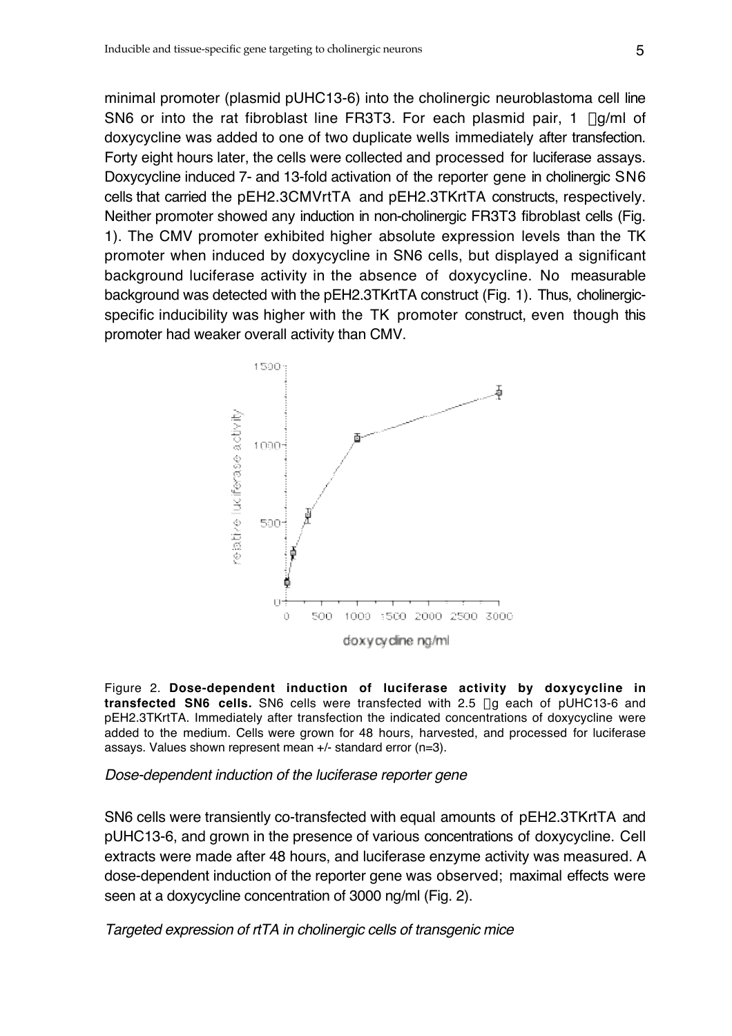minimal promoter (plasmid pUHC13-6) into the cholinergic neuroblastoma cell line SN6 or into the rat fibroblast line FR3T3. For each plasmid pair, 1 μg/ml of doxycycline was added to one of two duplicate wells immediately after transfection. Forty eight hours later, the cells were collected and processed for luciferase assays. Doxycycline induced 7- and 13-fold activation of the reporter gene in cholinergic SN6 cells that carried the pEH2.3CMVrtTA and pEH2.3TKrtTA constructs, respectively. Neither promoter showed any induction in non-cholinergic FR3T3 fibroblast cells (Fig. 1). The CMV promoter exhibited higher absolute expression levels than the TK promoter when induced by doxycycline in SN6 cells, but displayed a significant background luciferase activity in the absence of doxycycline. No measurable background was detected with the pEH2.3TKrtTA construct (Fig. 1). Thus, cholinergic-specific inducibility was higher with the TK promoter construct, even though this promoter had weaker overall activity than CMV.

Figure 2. **Dose-dependent induction of luciferase activity by doxycycline in transfected SN6 cells.** SN6 cells were transfected with 2.5 μg each of pUHC13-6 and pEH2.3TKrtTA. Immediately after transfection the indicated concentrations of doxycycline were added to the medium. Cells were grown for 48 hours, harvested, and processed for luciferase assays. Values shown represent mean +/- standard error (n=3).

### *Dose-dependent induction of the luciferase reporter gene*

SN6 cells were transiently co-transfected with equal amounts of pEH2.3TKrtTA and pUHC13-6, and grown in the presence of various concentrations of doxycycline. Cell extracts were made after 48 hours, and luciferase enzyme activity was measured. A dose-dependent induction of the reporter gene was observed; maximal effects were seen at a doxycycline concentration of 3000 ng/ml (Fig. 2).

### *Targeted expression of rtTA in cholinergic cells of transgenic mice*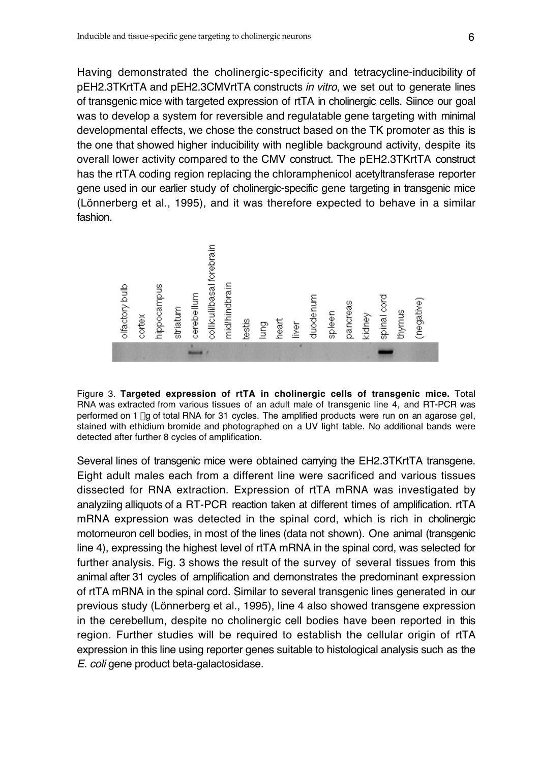Having demonstrated the cholinergic-specificity and tetracycline-inducibility of pEH2.3TKrtTA and pEH2.3CMVrtTA constructs *in vitro*, we set out to generate lines of transgenic mice with targeted expression of rtTA in cholinergic cells. Siince our goal was to develop a system for reversible and regulatable gene targeting with minimal developmental effects, we chose the construct based on the TK promoter as this is the one that showed higher inducibility with neglible background activity, despite its overall lower activity compared to the CMV construct. The pEH2.3TKrtTA construct has the rtTA coding region replacing the chloramphenicol acetyltransferase reporter gene used in our earlier study of cholinergic-specific gene targeting in transgenic mice (Lönnerberg et al., 1995), and it was therefore expected to behave in a similar fashion.

olfactory bulb | cortex | hippocampus | striatum | cerebellum | colliculi/basal forebrain | mid/hindbrain | testis | lung | heart | liver | duodenum | spleen | pancreas | kidney | spinal cord | thymus | (negative)

Figure 3. **Targeted expression of rtTA in cholinergic cells of transgenic mice.** Total RNA was extracted from various tissues of an adult male of transgenic line 4, and RT-PCR was performed on 1 μg of total RNA for 31 cycles. The amplified products were run on an agarose gel, stained with ethidium bromide and photographed on a UV light table. No additional bands were detected after further 8 cycles of amplification.

Several lines of transgenic mice were obtained carrying the EH2.3TKrtTA transgene. Eight adult males each from a different line were sacrificed and various tissues dissected for RNA extraction. Expression of rtTA mRNA was investigated by analyziing alliquots of a RT-PCR reaction taken at different times of amplification. rtTA mRNA expression was detected in the spinal cord, which is rich in cholinergic motorneuron cell bodies, in most of the lines (data not shown). One animal (transgenic line 4), expressing the highest level of rtTA mRNA in the spinal cord, was selected for further analysis. Fig. 3 shows the result of the survey of several tissues from this animal after 31 cycles of amplification and demonstrates the predominant expression of rtTA mRNA in the spinal cord. Similar to several transgenic lines generated in our previous study (Lönnerberg et al., 1995), line 4 also showed transgene expression in the cerebellum, despite no cholinergic cell bodies have been reported in this region. Further studies will be required to establish the cellular origin of rtTA expression in this line using reporter genes suitable to histological analysis such as the *E. coli* gene product beta-galactosidase.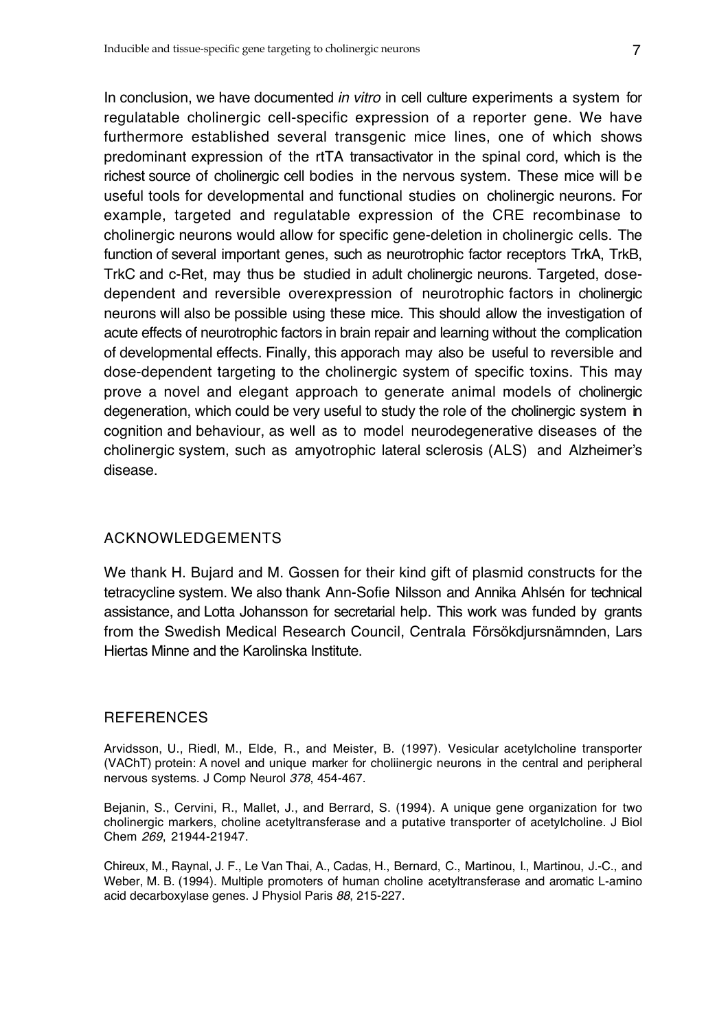In conclusion, we have documented *in vitro* in cell culture experiments a system for regulatable cholinergic cell-specific expression of a reporter gene. We have furthermore established several transgenic mice lines, one of which shows predominant expression of the rtTA transactivator in the spinal cord, which is the richest source of cholinergic cell bodies in the nervous system. These mice will be useful tools for developmental and functional studies on cholinergic neurons. For example, targeted and regulatable expression of the CRE recombinase to cholinergic neurons would allow for specific gene-deletion in cholinergic cells. The function of several important genes, such as neurotrophic factor receptors TrkA, TrkB, TrkC and c-Ret, may thus be studied in adult cholinergic neurons. Targeted, dose-dependent and reversible overexpression of neurotrophic factors in cholinergic neurons will also be possible using these mice. This should allow the investigation of acute effects of neurotrophic factors in brain repair and learning without the complication of developmental effects. Finally, this apporach may also be useful to reversible and dose-dependent targeting to the cholinergic system of specific toxins. This may prove a novel and elegant approach to generate animal models of cholinergic degeneration, which could be very useful to study the role of the cholinergic system in cognition and behaviour, as well as to model neurodegenerative diseases of the cholinergic system, such as amyotrophic lateral sclerosis (ALS) and Alzheimer's disease.

## ACKNOWLEDGEMENTS

We thank H. Bujard and M. Gossen for their kind gift of plasmid constructs for the tetracycline system. We also thank Ann-Sofie Nilsson and Annika Ahlsén for technical assistance, and Lotta Johansson for secretarial help. This work was funded by grants from the Swedish Medical Research Council, Centrala Försökdjursnämnden, Lars Hiertas Minne and the Karolinska Institute.

## REFERENCES

Arvidsson, U., Riedl, M., Elde, R., and Meister, B. (1997). Vesicular acetylcholine transporter (VAChT) protein: A novel and unique marker for choliinergic neurons in the central and peripheral nervous systems. J Comp Neurol *378*, 454-467.

Bejanin, S., Cervini, R., Mallet, J., and Berrard, S. (1994). A unique gene organization for two cholinergic markers, choline acetyltransferase and a putative transporter of acetylcholine. J Biol Chem *269*, 21944-21947.

Chireux, M., Raynal, J. F., Le Van Thai, A., Cadas, H., Bernard, C., Martinou, I., Martinou, J.-C., and Weber, M. B. (1994). Multiple promoters of human choline acetyltransferase and aromatic L-amino acid decarboxylase genes. J Physiol Paris *88*, 215-227.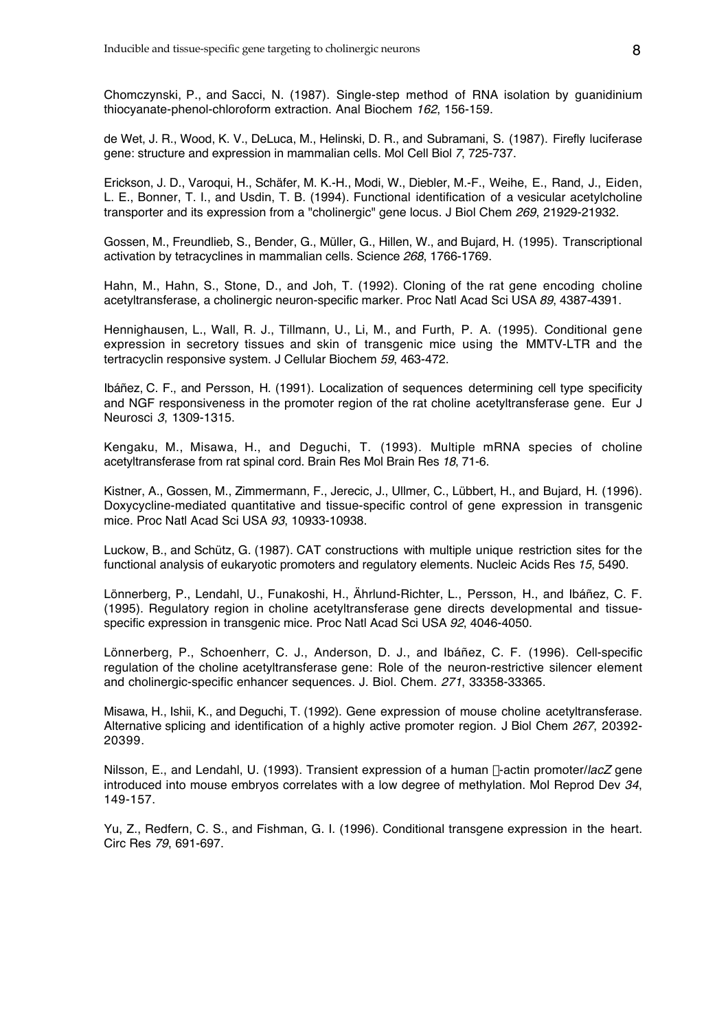Chomczynski, P., and Sacci, N. (1987). Single-step method of RNA isolation by guanidinium thiocyanate-phenol-chloroform extraction. Anal Biochem *162*, 156-159.

de Wet, J. R., Wood, K. V., DeLuca, M., Helinski, D. R., and Subramani, S. (1987). Firefly luciferase gene: structure and expression in mammalian cells. Mol Cell Biol *7*, 725-737.

Erickson, J. D., Varoqui, H., Schäfer, M. K.-H., Modi, W., Diebler, M.-F., Weihe, E., Rand, J., Eiden, L. E., Bonner, T. I., and Usdin, T. B. (1994). Functional identification of a vesicular acetylcholine transporter and its expression from a "cholinergic" gene locus. J Biol Chem *269*, 21929-21932.

Gossen, M., Freundlieb, S., Bender, G., Müller, G., Hillen, W., and Bujard, H. (1995). Transcriptional activation by tetracyclines in mammalian cells. Science *268*, 1766-1769.

Hahn, M., Hahn, S., Stone, D., and Joh, T. (1992). Cloning of the rat gene encoding choline acetyltransferase, a cholinergic neuron-specific marker. Proc Natl Acad Sci USA *89*, 4387-4391.

Hennighausen, L., Wall, R. J., Tillmann, U., Li, M., and Furth, P. A. (1995). Conditional gene expression in secretory tissues and skin of transgenic mice using the MMTV-LTR and the tertracyclin responsive system. J Cellular Biochem *59*, 463-472.

Ibáñez, C. F., and Persson, H. (1991). Localization of sequences determining cell type specificity and NGF responsiveness in the promoter region of the rat choline acetyltransferase gene. Eur J Neurosci *3*, 1309-1315.

Kengaku, M., Misawa, H., and Deguchi, T. (1993). Multiple mRNA species of choline acetyltransferase from rat spinal cord. Brain Res Mol Brain Res *18*, 71-6.

Kistner, A., Gossen, M., Zimmermann, F., Jerecic, J., Ullmer, C., Lübbert, H., and Bujard, H. (1996). Doxycycline-mediated quantitative and tissue-specific control of gene expression in transgenic mice. Proc Natl Acad Sci USA *93*, 10933-10938.

Luckow, B., and Schütz, G. (1987). CAT constructions with multiple unique restriction sites for the functional analysis of eukaryotic promoters and regulatory elements. Nucleic Acids Res *15*, 5490.

Lönnerberg, P., Lendahl, U., Funakoshi, H., Ährlund-Richter, L., Persson, H., and Ibáñez, C. F. (1995). Regulatory region in choline acetyltransferase gene directs developmental and tissue-specific expression in transgenic mice. Proc Natl Acad Sci USA *92*, 4046-4050.

Lönnerberg, P., Schoenherr, C. J., Anderson, D. J., and Ibáñez, C. F. (1996). Cell-specific regulation of the choline acetyltransferase gene: Role of the neuron-restrictive silencer element and cholinergic-specific enhancer sequences. J. Biol. Chem. *271*, 33358-33365.

Misawa, H., Ishii, K., and Deguchi, T. (1992). Gene expression of mouse choline acetyltransferase. Alternative splicing and identification of a highly active promoter region. J Biol Chem *267*, 20392-20399.

Nilsson, E., and Lendahl, U. (1993). Transient expression of a human β-actin promoter/*lacZ* gene introduced into mouse embryos correlates with a low degree of methylation. Mol Reprod Dev *34*, 149-157.

Yu, Z., Redfern, C. S., and Fishman, G. I. (1996). Conditional transgene expression in the heart. Circ Res *79*, 691-697.